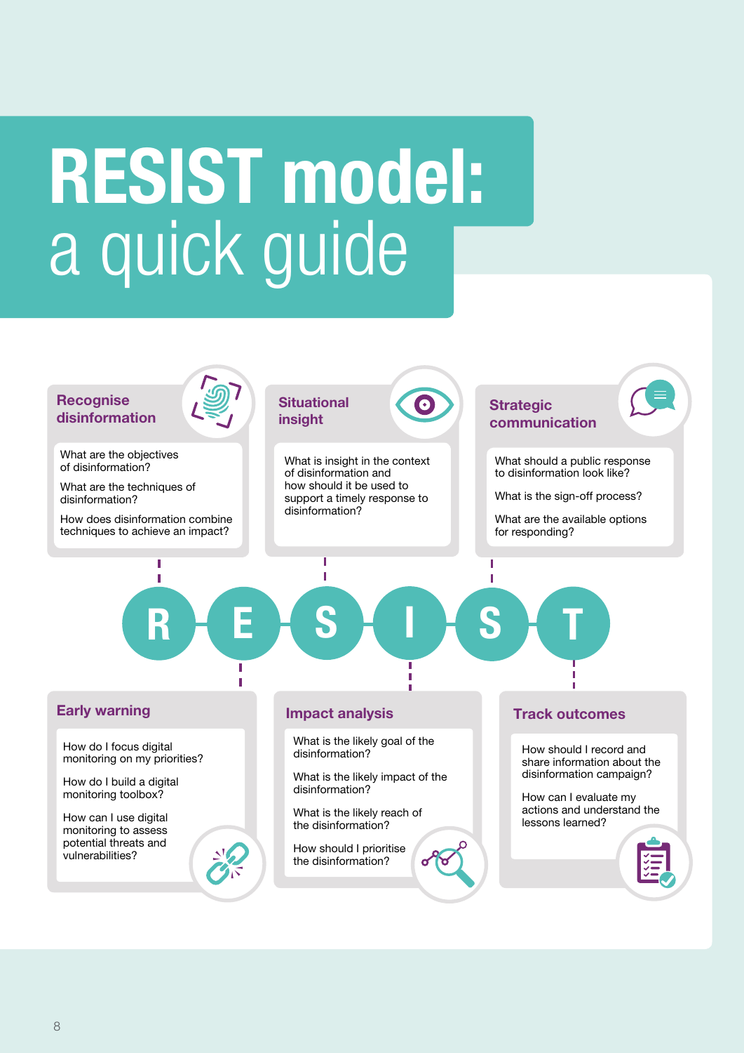# RESIST model: a quick guide

## R — Recognise disinformation

What are the objectives of disinformation?

What are the techniques of disinformation?

How does disinformation combine techniques to achieve an impact?

## E — Early warning

How do I focus digital monitoring on my priorities?

How do I build a digital monitoring toolbox?

How can I use digital monitoring to assess potential threats and vulnerabilities?

## S — Situational insight

What is insight in the context of disinformation and how should it be used to support a timely response to disinformation?

## I — Impact analysis

What is the likely goal of the disinformation?

What is the likely impact of the disinformation?

What is the likely reach of the disinformation?

How should I prioritise the disinformation?

## S — Strategic communication

What should a public response to disinformation look like?

What is the sign-off process?

What are the available options for responding?

## T — Track outcomes

How should I record and share information about the disinformation campaign?

How can I evaluate my actions and understand the lessons learned?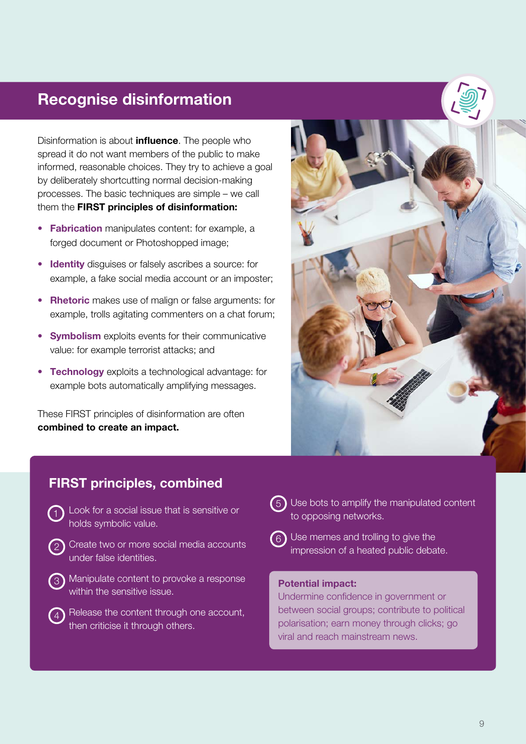## Recognise disinformation

Disinformation is about **influence**. The people who spread it do not want members of the public to make informed, reasonable choices. They try to achieve a goal by deliberately shortcutting normal decision-making processes. The basic techniques are simple – we call them the **FIRST principles of disinformation:**

- **Fabrication** manipulates content: for example, a forged document or Photoshopped image;
- **Identity** disguises or falsely ascribes a source: for example, a fake social media account or an imposter;
- **Rhetoric** makes use of malign or false arguments: for example, trolls agitating commenters on a chat forum;
- **Symbolism** exploits events for their communicative value: for example terrorist attacks; and
- **Technology** exploits a technological advantage: for example bots automatically amplifying messages.

These FIRST principles of disinformation are often **combined to create an impact.**

### FIRST principles, combined

1. Look for a social issue that is sensitive or holds symbolic value.
2. Create two or more social media accounts under false identities.
3. Manipulate content to provoke a response within the sensitive issue.
4. Release the content through one account, then criticise it through others.
5. Use bots to amplify the manipulated content to opposing networks.
6. Use memes and trolling to give the impression of a heated public debate.

**Potential impact:**
Undermine confidence in government or between social groups; contribute to political polarisation; earn money through clicks; go viral and reach mainstream news.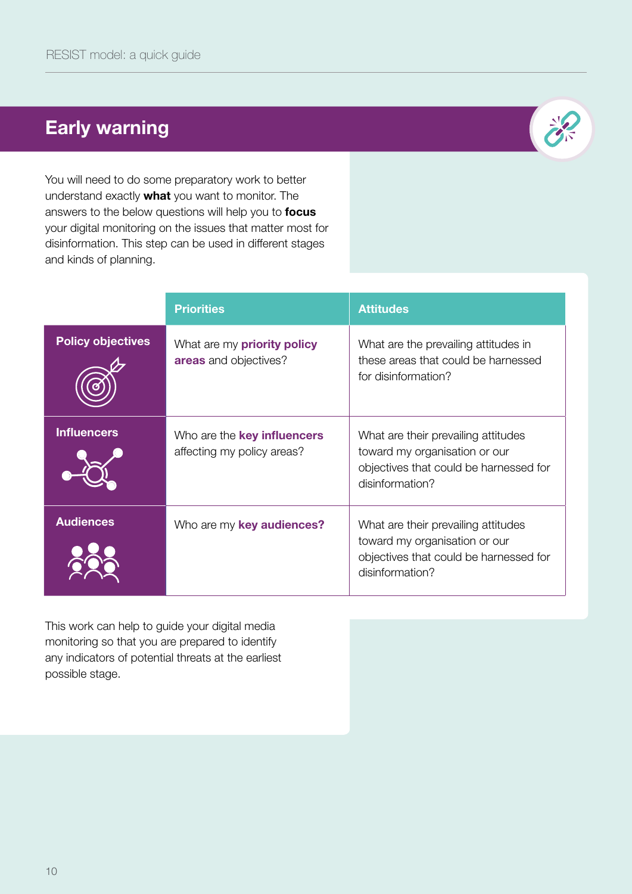## Early warning

You will need to do some preparatory work to better understand exactly **what** you want to monitor. The answers to the below questions will help you to **focus** your digital monitoring on the issues that matter most for disinformation. This step can be used in different stages and kinds of planning.

| | Priorities | Attitudes |
|---|---|---|
| **Policy objectives** | What are my **priority policy areas** and objectives? | What are the prevailing attitudes in these areas that could be harnessed for disinformation? |
| **Influencers** | Who are the **key influencers** affecting my policy areas? | What are their prevailing attitudes toward my organisation or our objectives that could be harnessed for disinformation? |
| **Audiences** | Who are my **key audiences?** | What are their prevailing attitudes toward my organisation or our objectives that could be harnessed for disinformation? |

This work can help to guide your digital media monitoring so that you are prepared to identify any indicators of potential threats at the earliest possible stage.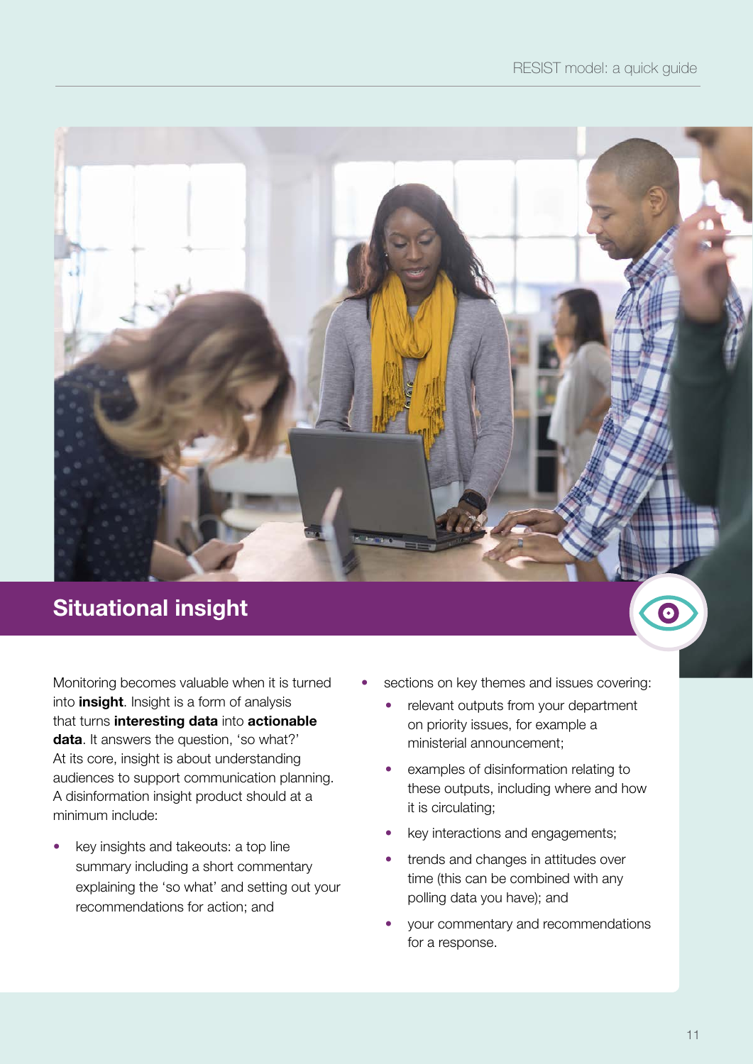## Situational insight

Monitoring becomes valuable when it is turned into **insight**. Insight is a form of analysis that turns **interesting data** into **actionable data**. It answers the question, 'so what?' At its core, insight is about understanding audiences to support communication planning. A disinformation insight product should at a minimum include:

- key insights and takeouts: a top line summary including a short commentary explaining the 'so what' and setting out your recommendations for action; and
- sections on key themes and issues covering:
  - relevant outputs from your department on priority issues, for example a ministerial announcement;
  - examples of disinformation relating to these outputs, including where and how it is circulating;
  - key interactions and engagements;
  - trends and changes in attitudes over time (this can be combined with any polling data you have); and
  - your commentary and recommendations for a response.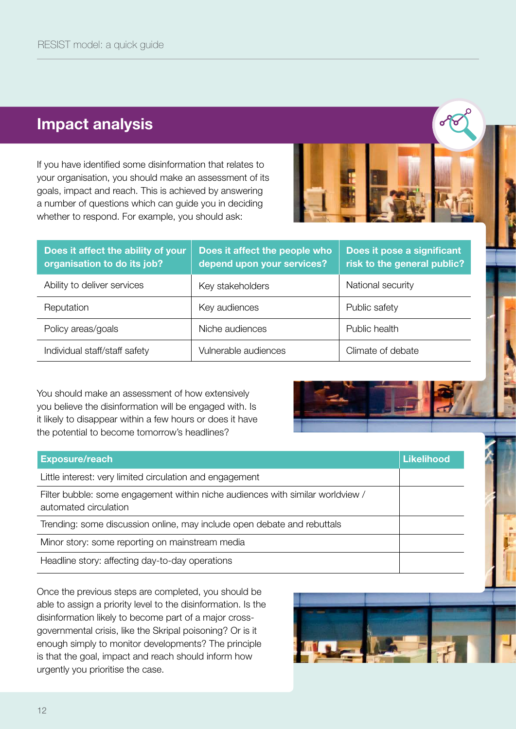## Impact analysis

If you have identified some disinformation that relates to your organisation, you should make an assessment of its goals, impact and reach. This is achieved by answering a number of questions which can guide you in deciding whether to respond. For example, you should ask:

| Does it affect the ability of your organisation to do its job? | Does it affect the people who depend upon your services? | Does it pose a significant risk to the general public? |
|---|---|---|
| Ability to deliver services | Key stakeholders | National security |
| Reputation | Key audiences | Public safety |
| Policy areas/goals | Niche audiences | Public health |
| Individual staff/staff safety | Vulnerable audiences | Climate of debate |

You should make an assessment of how extensively you believe the disinformation will be engaged with. Is it likely to disappear within a few hours or does it have the potential to become tomorrow's headlines?

| Exposure/reach | Likelihood |
|---|---|
| Little interest: very limited circulation and engagement | |
| Filter bubble: some engagement within niche audiences with similar worldview / automated circulation | |
| Trending: some discussion online, may include open debate and rebuttals | |
| Minor story: some reporting on mainstream media | |
| Headline story: affecting day-to-day operations | |

Once the previous steps are completed, you should be able to assign a priority level to the disinformation. Is the disinformation likely to become part of a major cross-governmental crisis, like the Skripal poisoning? Or is it enough simply to monitor developments? The principle is that the goal, impact and reach should inform how urgently you prioritise the case.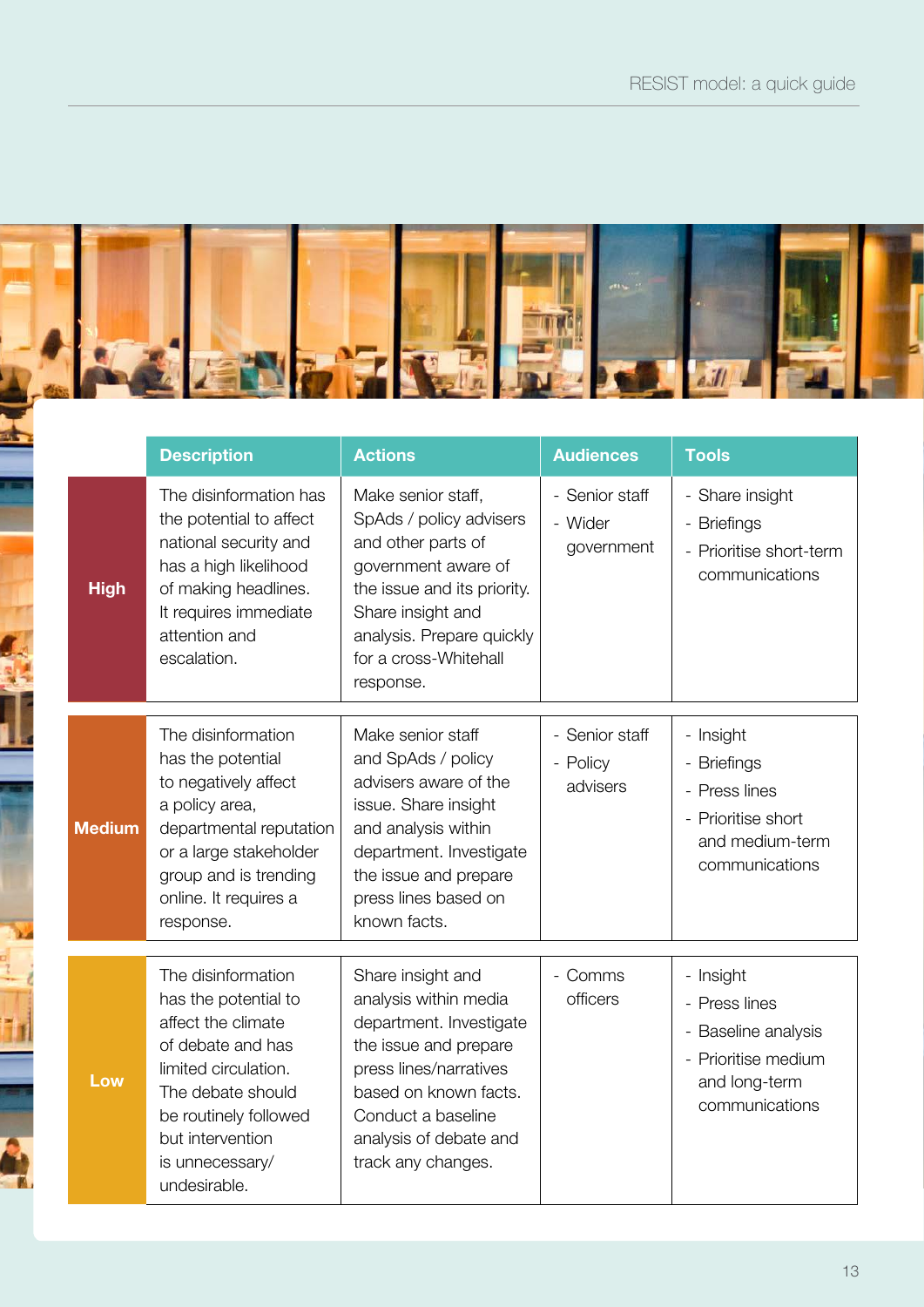| | Description | Actions | Audiences | Tools |
|---|---|---|---|---|
| **High** | The disinformation has the potential to affect national security and has a high likelihood of making headlines. It requires immediate attention and escalation. | Make senior staff, SpAds / policy advisers and other parts of government aware of the issue and its priority. Share insight and analysis. Prepare quickly for a cross-Whitehall response. | - Senior staff<br>- Wider government | - Share insight<br>- Briefings<br>- Prioritise short-term communications |
| **Medium** | The disinformation has the potential to negatively affect a policy area, departmental reputation or a large stakeholder group and is trending online. It requires a response. | Make senior staff and SpAds / policy advisers aware of the issue. Share insight and analysis within department. Investigate the issue and prepare press lines based on known facts. | - Senior staff<br>- Policy advisers | - Insight<br>- Briefings<br>- Press lines<br>- Prioritise short and medium-term communications |
| **Low** | The disinformation has the potential to affect the climate of debate and has limited circulation. The debate should be routinely followed but intervention is unnecessary/ undesirable. | Share insight and analysis within media department. Investigate the issue and prepare press lines/narratives based on known facts. Conduct a baseline analysis of debate and track any changes. | - Comms officers | - Insight<br>- Press lines<br>- Baseline analysis<br>- Prioritise medium and long-term communications |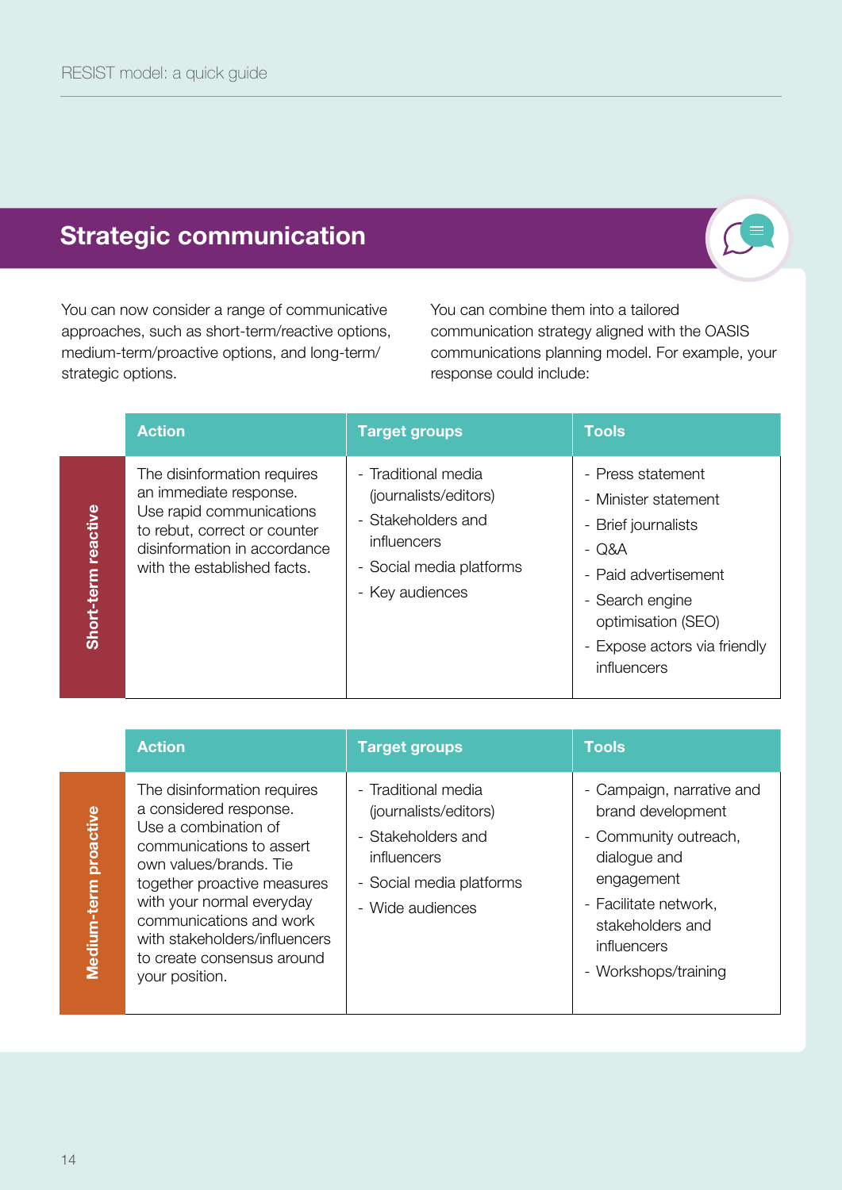## Strategic communication

You can now consider a range of communicative approaches, such as short-term/reactive options, medium-term/proactive options, and long-term/strategic options.

You can combine them into a tailored communication strategy aligned with the OASIS communications planning model. For example, your response could include:

| | Action | Target groups | Tools |
|---|---|---|---|
| **Short-term reactive** | The disinformation requires an immediate response. Use rapid communications to rebut, correct or counter disinformation in accordance with the established facts. | - Traditional media (journalists/editors)<br>- Stakeholders and influencers<br>- Social media platforms<br>- Key audiences | - Press statement<br>- Minister statement<br>- Brief journalists<br>- Q&A<br>- Paid advertisement<br>- Search engine optimisation (SEO)<br>- Expose actors via friendly influencers |

| | Action | Target groups | Tools |
|---|---|---|---|
| **Medium-term proactive** | The disinformation requires a considered response. Use a combination of communications to assert own values/brands. Tie together proactive measures with your normal everyday communications and work with stakeholders/influencers to create consensus around your position. | - Traditional media (journalists/editors)<br>- Stakeholders and influencers<br>- Social media platforms<br>- Wide audiences | - Campaign, narrative and brand development<br>- Community outreach, dialogue and engagement<br>- Facilitate network, stakeholders and influencers<br>- Workshops/training |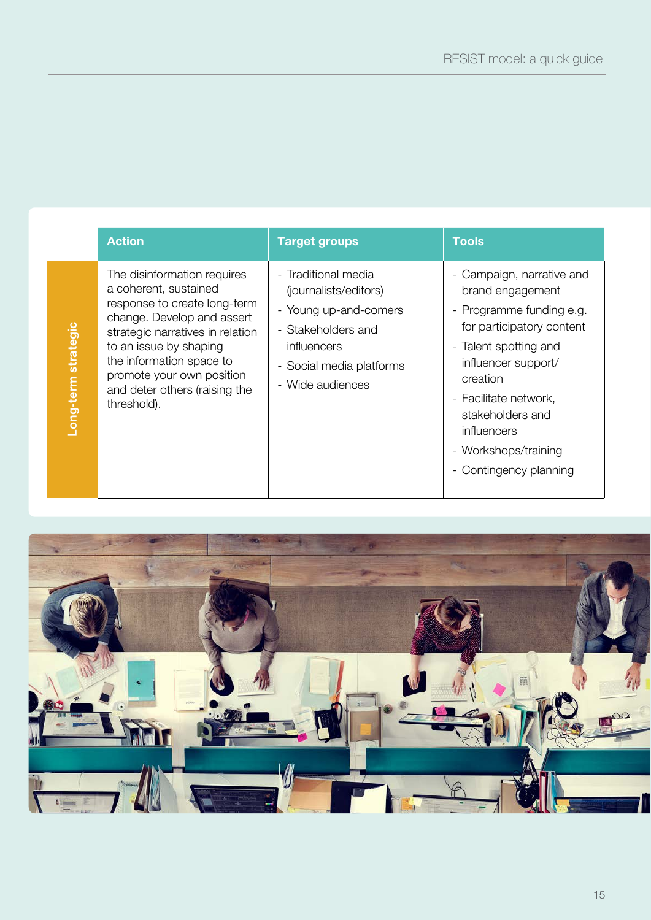| | Action | Target groups | Tools |
|---|---|---|---|
| **Long-term strategic** | The disinformation requires a coherent, sustained response to create long-term change. Develop and assert strategic narratives in relation to an issue by shaping the information space to promote your own position and deter others (raising the threshold). | - Traditional media (journalists/editors)<br>- Young up-and-comers<br>- Stakeholders and influencers<br>- Social media platforms<br>- Wide audiences | - Campaign, narrative and brand engagement<br>- Programme funding e.g. for participatory content<br>- Talent spotting and influencer support/creation<br>- Facilitate network, stakeholders and influencers<br>- Workshops/training<br>- Contingency planning |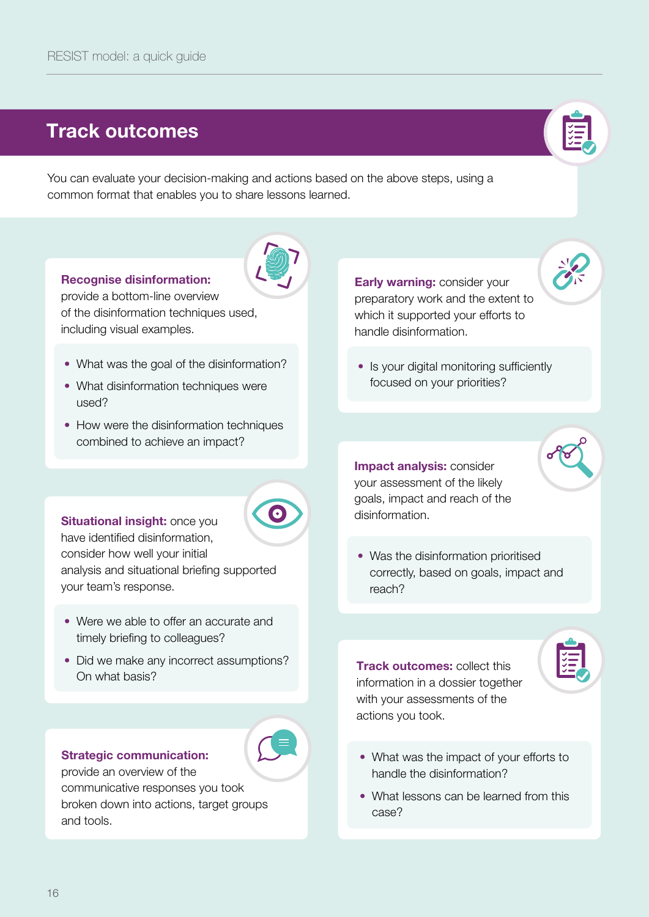## Track outcomes

You can evaluate your decision-making and actions based on the above steps, using a common format that enables you to share lessons learned.

**Recognise disinformation:** provide a bottom-line overview of the disinformation techniques used, including visual examples.

- What was the goal of the disinformation?
- What disinformation techniques were used?
- How were the disinformation techniques combined to achieve an impact?

**Situational insight:** once you have identified disinformation, consider how well your initial analysis and situational briefing supported your team's response.

- Were we able to offer an accurate and timely briefing to colleagues?
- Did we make any incorrect assumptions? On what basis?

**Strategic communication:** provide an overview of the communicative responses you took broken down into actions, target groups and tools.

**Early warning:** consider your preparatory work and the extent to which it supported your efforts to handle disinformation.

- Is your digital monitoring sufficiently focused on your priorities?

**Impact analysis:** consider your assessment of the likely goals, impact and reach of the disinformation.

- Was the disinformation prioritised correctly, based on goals, impact and reach?

**Track outcomes:** collect this information in a dossier together with your assessments of the actions you took.

- What was the impact of your efforts to handle the disinformation?
- What lessons can be learned from this case?